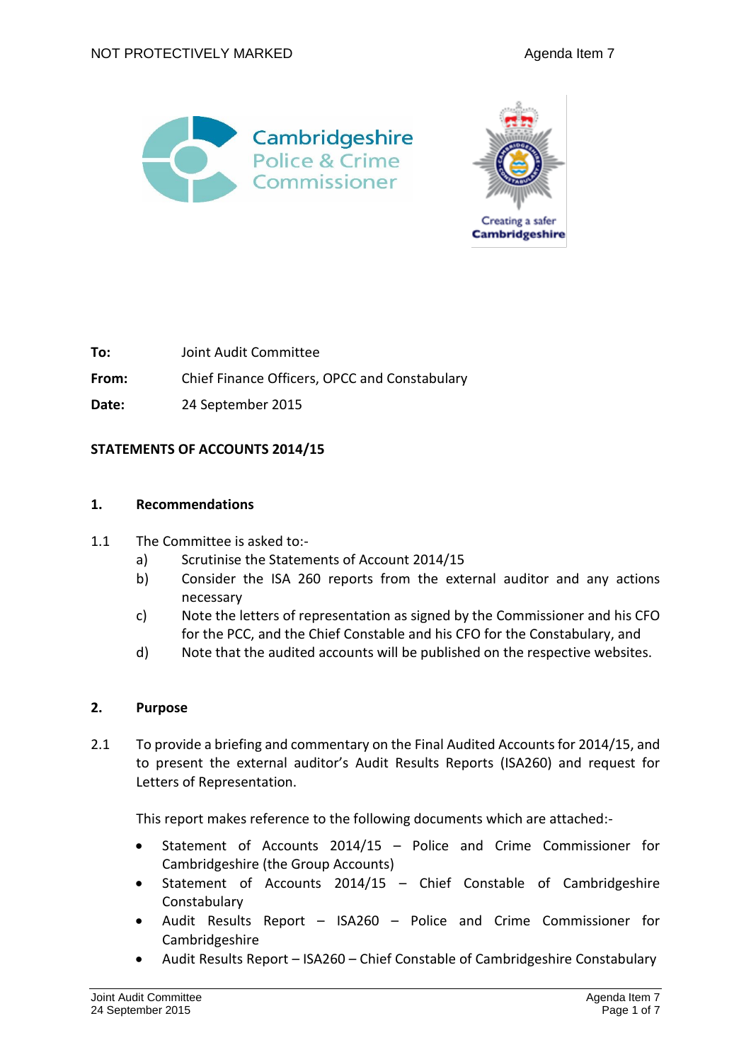NOT PROTECTIVELY MARKED

| | |
|---|---|
| **To:** | Joint Audit Committee |
| **From:** | Chief Finance Officers, OPCC and Constabulary |
| **Date:** | 24 September 2015 |

**STATEMENTS OF ACCOUNTS 2014/15**

## 1. Recommendations

1.1 The Committee is asked to:-

a) Scrutinise the Statements of Account 2014/15

b) Consider the ISA 260 reports from the external auditor and any actions necessary

c) Note the letters of representation as signed by the Commissioner and his CFO for the PCC, and the Chief Constable and his CFO for the Constabulary, and

d) Note that the audited accounts will be published on the respective websites.

## 2. Purpose

2.1 To provide a briefing and commentary on the Final Audited Accounts for 2014/15, and to present the external auditor's Audit Results Reports (ISA260) and request for Letters of Representation.

This report makes reference to the following documents which are attached:-

- Statement of Accounts 2014/15 – Police and Crime Commissioner for Cambridgeshire (the Group Accounts)
- Statement of Accounts 2014/15 – Chief Constable of Cambridgeshire Constabulary
- Audit Results Report – ISA260 – Police and Crime Commissioner for Cambridgeshire
- Audit Results Report – ISA260 – Chief Constable of Cambridgeshire Constabulary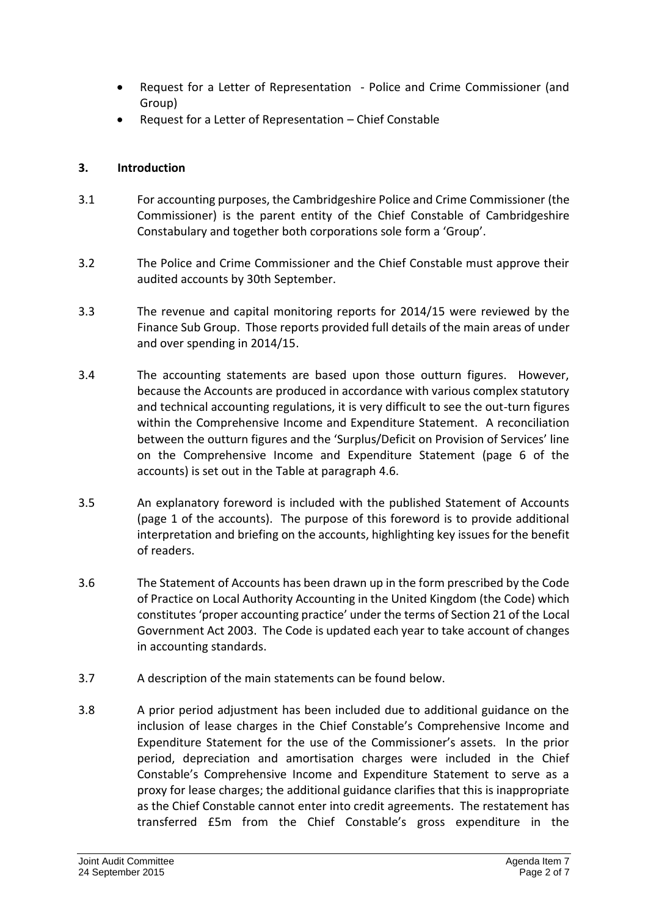- Request for a Letter of Representation - Police and Crime Commissioner (and Group)
- Request for a Letter of Representation – Chief Constable

## 3. Introduction

3.1 For accounting purposes, the Cambridgeshire Police and Crime Commissioner (the Commissioner) is the parent entity of the Chief Constable of Cambridgeshire Constabulary and together both corporations sole form a 'Group'.

3.2 The Police and Crime Commissioner and the Chief Constable must approve their audited accounts by 30th September.

3.3 The revenue and capital monitoring reports for 2014/15 were reviewed by the Finance Sub Group. Those reports provided full details of the main areas of under and over spending in 2014/15.

3.4 The accounting statements are based upon those outturn figures. However, because the Accounts are produced in accordance with various complex statutory and technical accounting regulations, it is very difficult to see the out-turn figures within the Comprehensive Income and Expenditure Statement. A reconciliation between the outturn figures and the 'Surplus/Deficit on Provision of Services' line on the Comprehensive Income and Expenditure Statement (page 6 of the accounts) is set out in the Table at paragraph 4.6.

3.5 An explanatory foreword is included with the published Statement of Accounts (page 1 of the accounts). The purpose of this foreword is to provide additional interpretation and briefing on the accounts, highlighting key issues for the benefit of readers.

3.6 The Statement of Accounts has been drawn up in the form prescribed by the Code of Practice on Local Authority Accounting in the United Kingdom (the Code) which constitutes 'proper accounting practice' under the terms of Section 21 of the Local Government Act 2003. The Code is updated each year to take account of changes in accounting standards.

3.7 A description of the main statements can be found below.

3.8 A prior period adjustment has been included due to additional guidance on the inclusion of lease charges in the Chief Constable's Comprehensive Income and Expenditure Statement for the use of the Commissioner's assets. In the prior period, depreciation and amortisation charges were included in the Chief Constable's Comprehensive Income and Expenditure Statement to serve as a proxy for lease charges; the additional guidance clarifies that this is inappropriate as the Chief Constable cannot enter into credit agreements. The restatement has transferred £5m from the Chief Constable's gross expenditure in the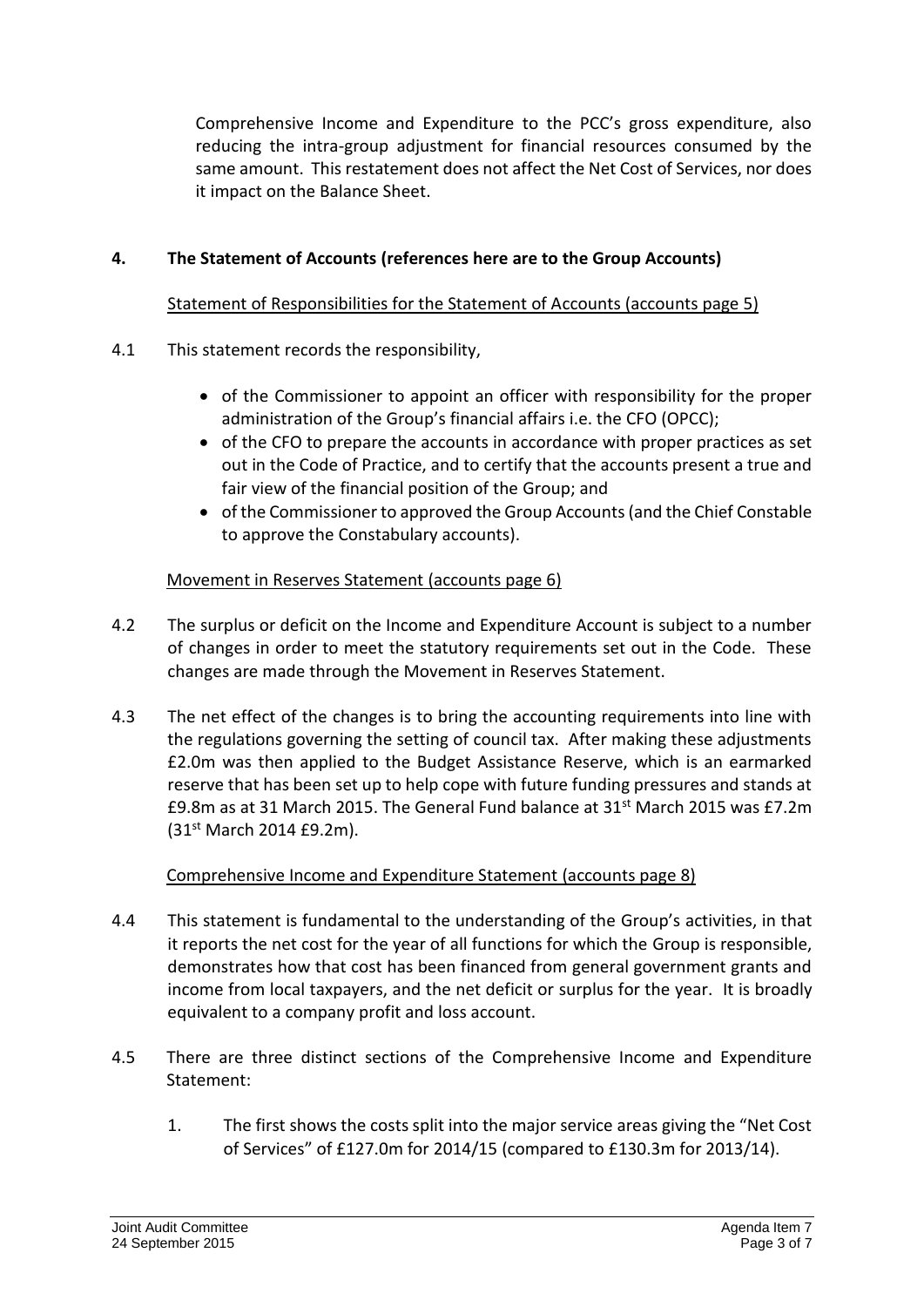Comprehensive Income and Expenditure to the PCC's gross expenditure, also reducing the intra-group adjustment for financial resources consumed by the same amount. This restatement does not affect the Net Cost of Services, nor does it impact on the Balance Sheet.

## 4. The Statement of Accounts (references here are to the Group Accounts)

Statement of Responsibilities for the Statement of Accounts (accounts page 5)

4.1 This statement records the responsibility,

- of the Commissioner to appoint an officer with responsibility for the proper administration of the Group's financial affairs i.e. the CFO (OPCC);
- of the CFO to prepare the accounts in accordance with proper practices as set out in the Code of Practice, and to certify that the accounts present a true and fair view of the financial position of the Group; and
- of the Commissioner to approved the Group Accounts (and the Chief Constable to approve the Constabulary accounts).

Movement in Reserves Statement (accounts page 6)

4.2 The surplus or deficit on the Income and Expenditure Account is subject to a number of changes in order to meet the statutory requirements set out in the Code. These changes are made through the Movement in Reserves Statement.

4.3 The net effect of the changes is to bring the accounting requirements into line with the regulations governing the setting of council tax. After making these adjustments £2.0m was then applied to the Budget Assistance Reserve, which is an earmarked reserve that has been set up to help cope with future funding pressures and stands at £9.8m as at 31 March 2015. The General Fund balance at 31st March 2015 was £7.2m (31st March 2014 £9.2m).

Comprehensive Income and Expenditure Statement (accounts page 8)

4.4 This statement is fundamental to the understanding of the Group's activities, in that it reports the net cost for the year of all functions for which the Group is responsible, demonstrates how that cost has been financed from general government grants and income from local taxpayers, and the net deficit or surplus for the year. It is broadly equivalent to a company profit and loss account.

4.5 There are three distinct sections of the Comprehensive Income and Expenditure Statement:

1. The first shows the costs split into the major service areas giving the "Net Cost of Services" of £127.0m for 2014/15 (compared to £130.3m for 2013/14).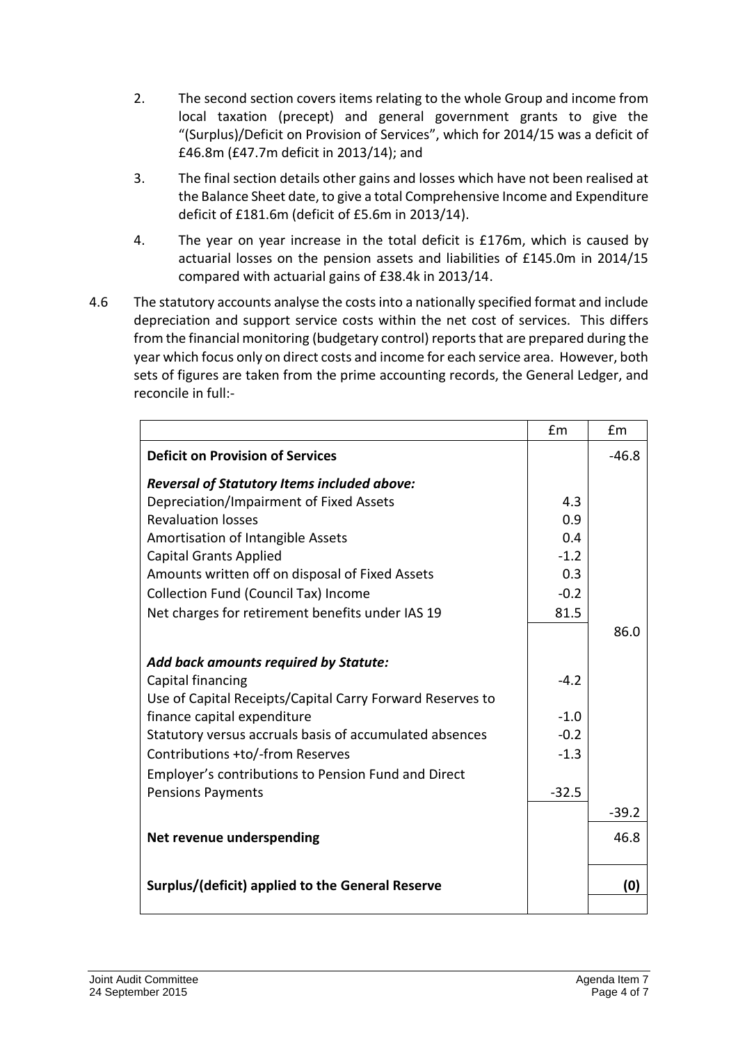2. The second section covers items relating to the whole Group and income from local taxation (precept) and general government grants to give the "(Surplus)/Deficit on Provision of Services", which for 2014/15 was a deficit of £46.8m (£47.7m deficit in 2013/14); and

3. The final section details other gains and losses which have not been realised at the Balance Sheet date, to give a total Comprehensive Income and Expenditure deficit of £181.6m (deficit of £5.6m in 2013/14).

4. The year on year increase in the total deficit is £176m, which is caused by actuarial losses on the pension assets and liabilities of £145.0m in 2014/15 compared with actuarial gains of £38.4k in 2013/14.

4.6 The statutory accounts analyse the costs into a nationally specified format and include depreciation and support service costs within the net cost of services. This differs from the financial monitoring (budgetary control) reports that are prepared during the year which focus only on direct costs and income for each service area. However, both sets of figures are taken from the prime accounting records, the General Ledger, and reconcile in full:-

| | £m | £m |
|---|---|---|
| **Deficit on Provision of Services** | | -46.8 |
| ***Reversal of Statutory Items included above:*** | | |
| Depreciation/Impairment of Fixed Assets | 4.3 | |
| Revaluation losses | 0.9 | |
| Amortisation of Intangible Assets | 0.4 | |
| Capital Grants Applied | -1.2 | |
| Amounts written off on disposal of Fixed Assets | 0.3 | |
| Collection Fund (Council Tax) Income | -0.2 | |
| Net charges for retirement benefits under IAS 19 | 81.5 | |
| | | 86.0 |
| ***Add back amounts required by Statute:*** | | |
| Capital financing | -4.2 | |
| Use of Capital Receipts/Capital Carry Forward Reserves to finance capital expenditure | -1.0 | |
| Statutory versus accruals basis of accumulated absences | -0.2 | |
| Contributions +to/-from Reserves | -1.3 | |
| Employer's contributions to Pension Fund and Direct Pensions Payments | -32.5 | |
| | | -39.2 |
| **Net revenue underspending** | | 46.8 |
| **Surplus/(deficit) applied to the General Reserve** | | **(0)** |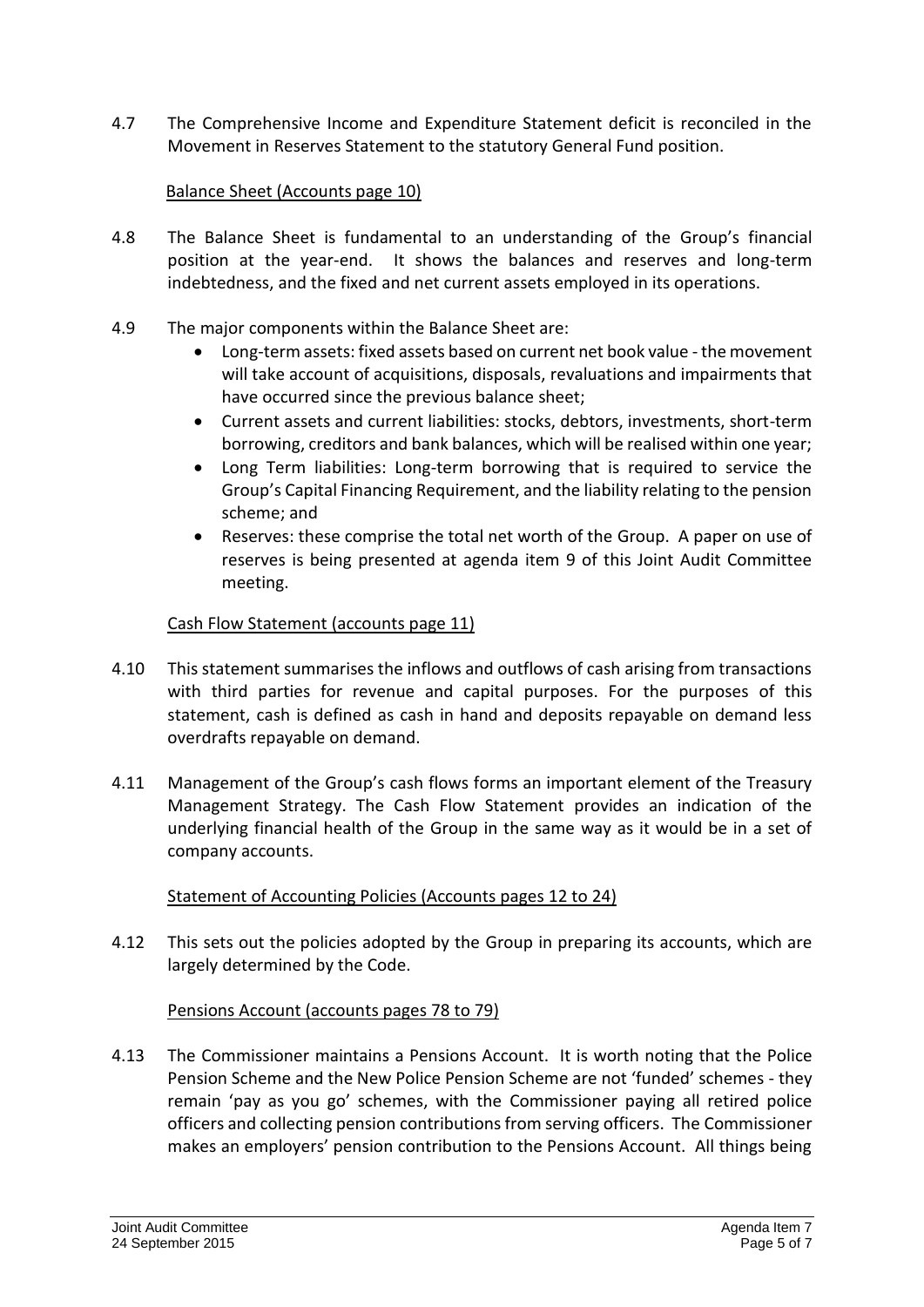4.7 The Comprehensive Income and Expenditure Statement deficit is reconciled in the Movement in Reserves Statement to the statutory General Fund position.

Balance Sheet (Accounts page 10)

4.8 The Balance Sheet is fundamental to an understanding of the Group's financial position at the year-end. It shows the balances and reserves and long-term indebtedness, and the fixed and net current assets employed in its operations.

4.9 The major components within the Balance Sheet are:

- Long-term assets: fixed assets based on current net book value - the movement will take account of acquisitions, disposals, revaluations and impairments that have occurred since the previous balance sheet;
- Current assets and current liabilities: stocks, debtors, investments, short-term borrowing, creditors and bank balances, which will be realised within one year;
- Long Term liabilities: Long-term borrowing that is required to service the Group's Capital Financing Requirement, and the liability relating to the pension scheme; and
- Reserves: these comprise the total net worth of the Group. A paper on use of reserves is being presented at agenda item 9 of this Joint Audit Committee meeting.

Cash Flow Statement (accounts page 11)

4.10 This statement summarises the inflows and outflows of cash arising from transactions with third parties for revenue and capital purposes. For the purposes of this statement, cash is defined as cash in hand and deposits repayable on demand less overdrafts repayable on demand.

4.11 Management of the Group's cash flows forms an important element of the Treasury Management Strategy. The Cash Flow Statement provides an indication of the underlying financial health of the Group in the same way as it would be in a set of company accounts.

Statement of Accounting Policies (Accounts pages 12 to 24)

4.12 This sets out the policies adopted by the Group in preparing its accounts, which are largely determined by the Code.

Pensions Account (accounts pages 78 to 79)

4.13 The Commissioner maintains a Pensions Account. It is worth noting that the Police Pension Scheme and the New Police Pension Scheme are not 'funded' schemes - they remain 'pay as you go' schemes, with the Commissioner paying all retired police officers and collecting pension contributions from serving officers. The Commissioner makes an employers' pension contribution to the Pensions Account. All things being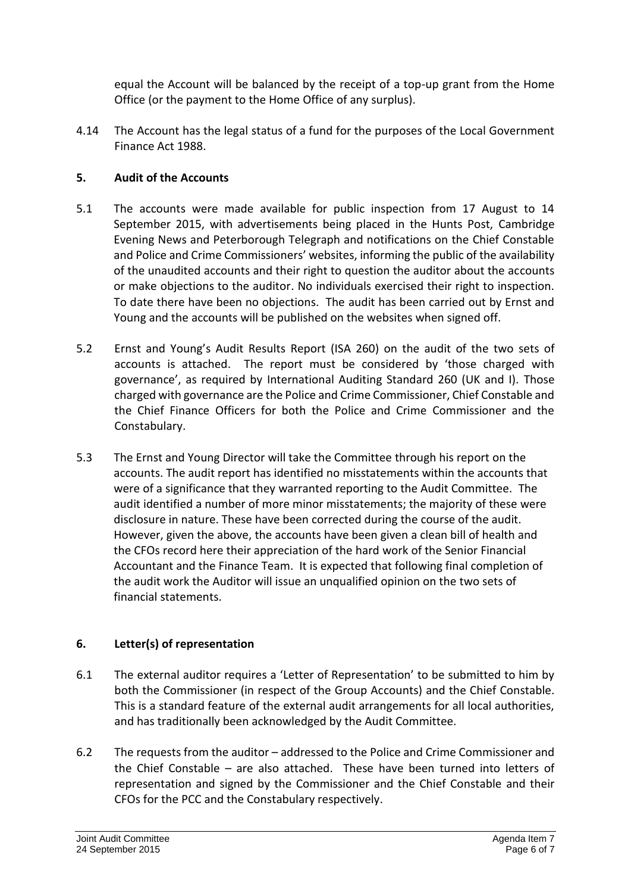equal the Account will be balanced by the receipt of a top-up grant from the Home Office (or the payment to the Home Office of any surplus).

4.14 The Account has the legal status of a fund for the purposes of the Local Government Finance Act 1988.

## 5. Audit of the Accounts

5.1 The accounts were made available for public inspection from 17 August to 14 September 2015, with advertisements being placed in the Hunts Post, Cambridge Evening News and Peterborough Telegraph and notifications on the Chief Constable and Police and Crime Commissioners' websites, informing the public of the availability of the unaudited accounts and their right to question the auditor about the accounts or make objections to the auditor. No individuals exercised their right to inspection. To date there have been no objections. The audit has been carried out by Ernst and Young and the accounts will be published on the websites when signed off.

5.2 Ernst and Young's Audit Results Report (ISA 260) on the audit of the two sets of accounts is attached. The report must be considered by 'those charged with governance', as required by International Auditing Standard 260 (UK and I). Those charged with governance are the Police and Crime Commissioner, Chief Constable and the Chief Finance Officers for both the Police and Crime Commissioner and the Constabulary.

5.3 The Ernst and Young Director will take the Committee through his report on the accounts. The audit report has identified no misstatements within the accounts that were of a significance that they warranted reporting to the Audit Committee. The audit identified a number of more minor misstatements; the majority of these were disclosure in nature. These have been corrected during the course of the audit. However, given the above, the accounts have been given a clean bill of health and the CFOs record here their appreciation of the hard work of the Senior Financial Accountant and the Finance Team. It is expected that following final completion of the audit work the Auditor will issue an unqualified opinion on the two sets of financial statements.

## 6. Letter(s) of representation

6.1 The external auditor requires a 'Letter of Representation' to be submitted to him by both the Commissioner (in respect of the Group Accounts) and the Chief Constable. This is a standard feature of the external audit arrangements for all local authorities, and has traditionally been acknowledged by the Audit Committee.

6.2 The requests from the auditor – addressed to the Police and Crime Commissioner and the Chief Constable – are also attached. These have been turned into letters of representation and signed by the Commissioner and the Chief Constable and their CFOs for the PCC and the Constabulary respectively.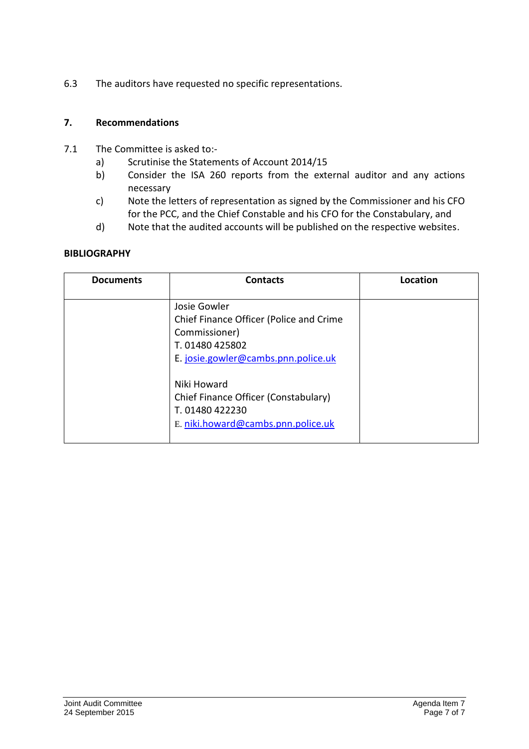6.3 The auditors have requested no specific representations.

## 7. Recommendations

7.1 The Committee is asked to:-

a) Scrutinise the Statements of Account 2014/15
b) Consider the ISA 260 reports from the external auditor and any actions necessary
c) Note the letters of representation as signed by the Commissioner and his CFO for the PCC, and the Chief Constable and his CFO for the Constabulary, and
d) Note that the audited accounts will be published on the respective websites.

**BIBLIOGRAPHY**

| Documents | Contacts | Location |
|---|---|---|
| | Josie Gowler<br>Chief Finance Officer (Police and Crime Commissioner)<br>T. 01480 425802<br>E. josie.gowler@cambs.pnn.police.uk<br><br>Niki Howard<br>Chief Finance Officer (Constabulary)<br>T. 01480 422230<br>E. niki.howard@cambs.pnn.police.uk | |